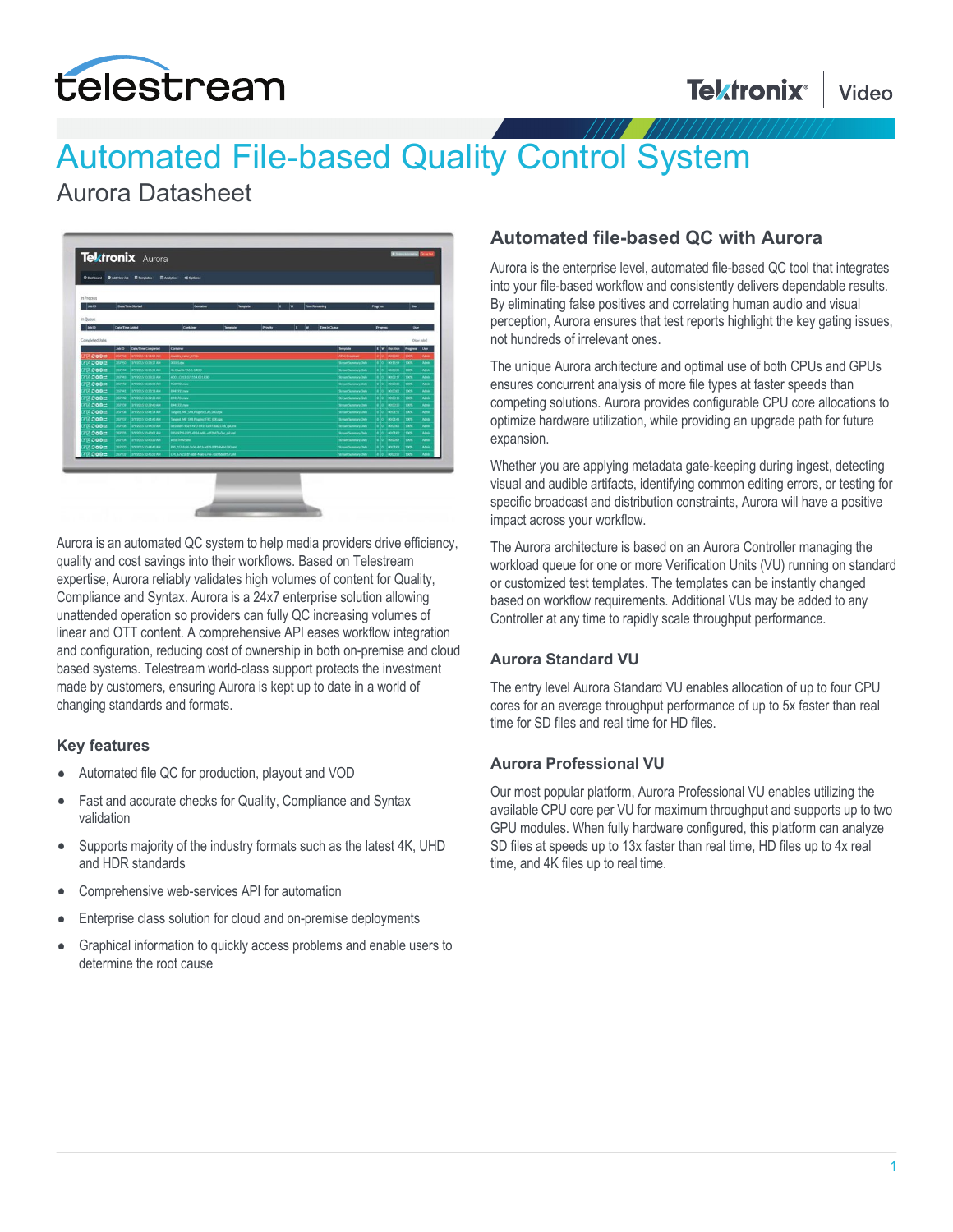# Automated File-based Quality Control System

## Aurora Datasheet

Aurora is an automated QC system to help media providers drive efficiency, quality and cost savings into their workflows. Based on Telestream expertise, Aurora reliably validates high volumes of content for Quality, Compliance and Syntax. Aurora is a 24x7 enterprise solution allowing unattended operation so providers can fully QC increasing volumes of linear and OTT content. A comprehensive API eases workflow integration and configuration, reducing cost of ownership in both on-premise and cloud based systems. Telestream world-class support protects the investment made by customers, ensuring Aurora is kept up to date in a world of changing standards and formats.

### Key features

- Automated file QC for production, playout and VOD
- Fast and accurate checks for Quality, Compliance and Syntax validation
- Supports majority of the industry formats such as the latest 4K, UHD and HDR standards
- Comprehensive web-services API for automation
- Enterprise class solution for cloud and on-premise deployments
- Graphical information to quickly access problems and enable users to determine the root cause

### Automated file-based QC with Aurora

Aurora is the enterprise level, automated file-based QC tool that integrates into your file-based workflow and consistently delivers dependable results. By eliminating false positives and correlating human audio and visual perception, Aurora ensures that test reports highlight the key gating issues, not hundreds of irrelevant ones.

The unique Aurora architecture and optimal use of both CPUs and GPUs ensures concurrent analysis of more file types at faster speeds than competing solutions. Aurora provides configurable CPU core allocations to optimize hardware utilization, while providing an upgrade path for future expansion.

Whether you are applying metadata gate-keeping during ingest, detecting visual and audible artifacts, identifying common editing errors, or testing for specific broadcast and distribution constraints, Aurora will have a positive impact across your workflow.

The Aurora architecture is based on an Aurora Controller managing the workload queue for one or more Verification Units (VU) running on standard or customized test templates. The templates can be instantly changed based on workflow requirements. Additional VUs may be added to any Controller at any time to rapidly scale throughput performance.

### Aurora Standard VU

The entry level Aurora Standard VU enables allocation of up to four CPU cores for an average throughput performance of up to 5x faster than real time for SD files and real time for HD files.

### Aurora Professional VU

Our most popular platform, Aurora Professional VU enables utilizing the available CPU core per VU for maximum throughput and supports up to two GPU modules. When fully hardware configured, this platform can analyze SD files at speeds up to 13x faster than real time, HD files up to 4x real time, and 4K files up to real time.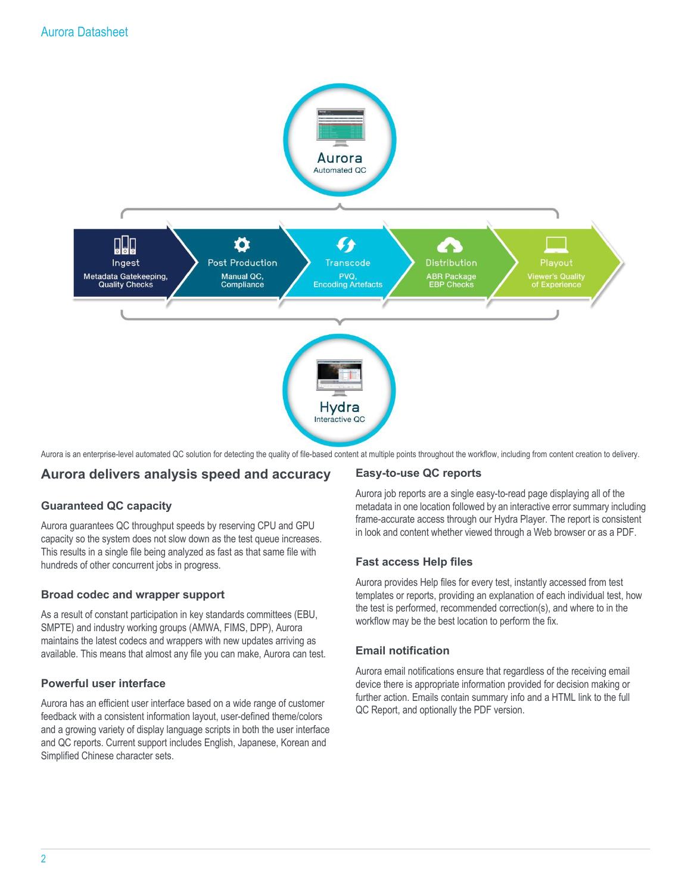Aurora
Automated QC

| Ingest | Post Production | Transcode | Distribution | Playout |
| --- | --- | --- | --- | --- |
| Metadata Gatekeeping, Quality Checks | Manual QC, Compliance | PVQ, Encoding Artefacts | ABR Package EBP Checks | Viewer's Quality of Experience |

Hydra
Interactive QC

Aurora is an enterprise-level automated QC solution for detecting the quality of file-based content at multiple points throughout the workflow, including from content creation to delivery.

## Aurora delivers analysis speed and accuracy

### Guaranteed QC capacity

Aurora guarantees QC throughput speeds by reserving CPU and GPU capacity so the system does not slow down as the test queue increases. This results in a single file being analyzed as fast as that same file with hundreds of other concurrent jobs in progress.

### Broad codec and wrapper support

As a result of constant participation in key standards committees (EBU, SMPTE) and industry working groups (AMWA, FIMS, DPP), Aurora maintains the latest codecs and wrappers with new updates arriving as available. This means that almost any file you can make, Aurora can test.

### Powerful user interface

Aurora has an efficient user interface based on a wide range of customer feedback with a consistent information layout, user-defined theme/colors and a growing variety of display language scripts in both the user interface and QC reports. Current support includes English, Japanese, Korean and Simplified Chinese character sets.

### Easy-to-use QC reports

Aurora job reports are a single easy-to-read page displaying all of the metadata in one location followed by an interactive error summary including frame-accurate access through our Hydra Player. The report is consistent in look and content whether viewed through a Web browser or as a PDF.

### Fast access Help files

Aurora provides Help files for every test, instantly accessed from test templates or reports, providing an explanation of each individual test, how the test is performed, recommended correction(s), and where to in the workflow may be the best location to perform the fix.

### Email notification

Aurora email notifications ensure that regardless of the receiving email device there is appropriate information provided for decision making or further action. Emails contain summary info and a HTML link to the full QC Report, and optionally the PDF version.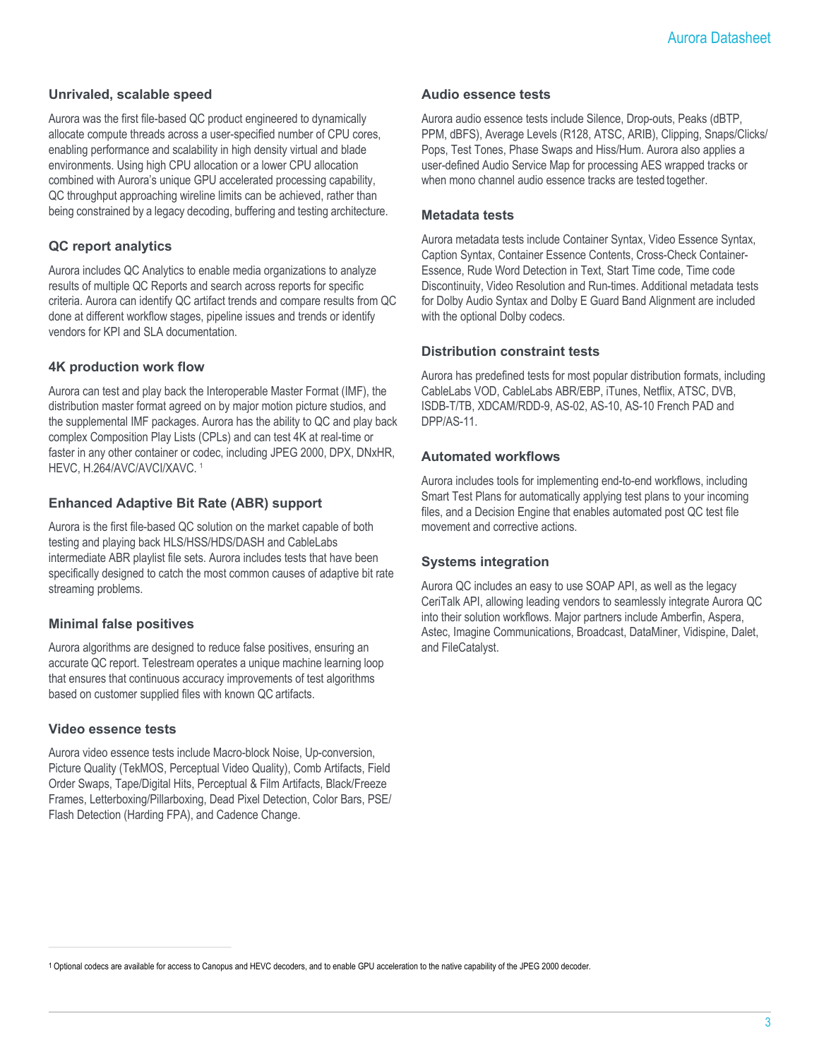## Unrivaled, scalable speed

Aurora was the first file-based QC product engineered to dynamically allocate compute threads across a user-specified number of CPU cores, enabling performance and scalability in high density virtual and blade environments. Using high CPU allocation or a lower CPU allocation combined with Aurora's unique GPU accelerated processing capability, QC throughput approaching wireline limits can be achieved, rather than being constrained by a legacy decoding, buffering and testing architecture.

## QC report analytics

Aurora includes QC Analytics to enable media organizations to analyze results of multiple QC Reports and search across reports for specific criteria. Aurora can identify QC artifact trends and compare results from QC done at different workflow stages, pipeline issues and trends or identify vendors for KPI and SLA documentation.

## 4K production work flow

Aurora can test and play back the Interoperable Master Format (IMF), the distribution master format agreed on by major motion picture studios, and the supplemental IMF packages. Aurora has the ability to QC and play back complex Composition Play Lists (CPLs) and can test 4K at real-time or faster in any other container or codec, including JPEG 2000, DPX, DNxHR, HEVC, H.264/AVC/AVCI/XAVC. [1]

## Enhanced Adaptive Bit Rate (ABR) support

Aurora is the first file-based QC solution on the market capable of both testing and playing back HLS/HSS/HDS/DASH and CableLabs intermediate ABR playlist file sets. Aurora includes tests that have been specifically designed to catch the most common causes of adaptive bit rate streaming problems.

## Minimal false positives

Aurora algorithms are designed to reduce false positives, ensuring an accurate QC report. Telestream operates a unique machine learning loop that ensures that continuous accuracy improvements of test algorithms based on customer supplied files with known QC artifacts.

## Video essence tests

Aurora video essence tests include Macro-block Noise, Up-conversion, Picture Quality (TekMOS, Perceptual Video Quality), Comb Artifacts, Field Order Swaps, Tape/Digital Hits, Perceptual & Film Artifacts, Black/Freeze Frames, Letterboxing/Pillarboxing, Dead Pixel Detection, Color Bars, PSE/Flash Detection (Harding FPA), and Cadence Change.

## Audio essence tests

Aurora audio essence tests include Silence, Drop-outs, Peaks (dBTP, PPM, dBFS), Average Levels (R128, ATSC, ARIB), Clipping, Snaps/Clicks/Pops, Test Tones, Phase Swaps and Hiss/Hum. Aurora also applies a user-defined Audio Service Map for processing AES wrapped tracks or when mono channel audio essence tracks are tested together.

## Metadata tests

Aurora metadata tests include Container Syntax, Video Essence Syntax, Caption Syntax, Container Essence Contents, Cross-Check Container-Essence, Rude Word Detection in Text, Start Time code, Time code Discontinuity, Video Resolution and Run-times. Additional metadata tests for Dolby Audio Syntax and Dolby E Guard Band Alignment are included with the optional Dolby codecs.

## Distribution constraint tests

Aurora has predefined tests for most popular distribution formats, including CableLabs VOD, CableLabs ABR/EBP, iTunes, Netflix, ATSC, DVB, ISDB-T/TB, XDCAM/RDD-9, AS-02, AS-10, AS-10 French PAD and DPP/AS-11.

## Automated workflows

Aurora includes tools for implementing end-to-end workflows, including Smart Test Plans for automatically applying test plans to your incoming files, and a Decision Engine that enables automated post QC test file movement and corrective actions.

## Systems integration

Aurora QC includes an easy to use SOAP API, as well as the legacy CeriTalk API, allowing leading vendors to seamlessly integrate Aurora QC into their solution workflows. Major partners include Amberfin, Aspera, Astec, Imagine Communications, Broadcast, DataMiner, Vidispine, Dalet, and FileCatalyst.

---

[1] Optional codecs are available for access to Canopus and HEVC decoders, and to enable GPU acceleration to the native capability of the JPEG 2000 decoder.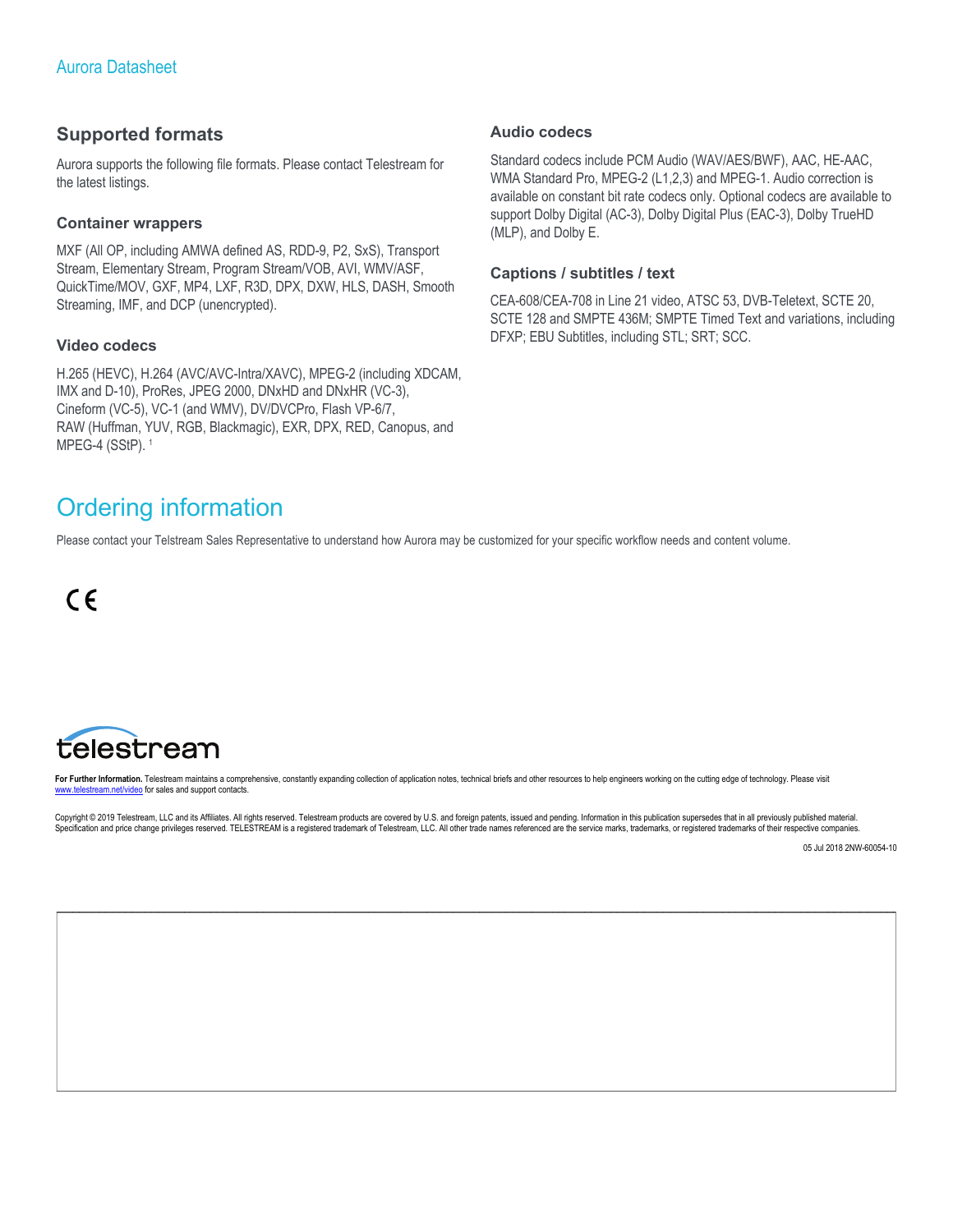## Supported formats

Aurora supports the following file formats. Please contact Telestream for the latest listings.

### Container wrappers

MXF (All OP, including AMWA defined AS, RDD-9, P2, SxS), Transport Stream, Elementary Stream, Program Stream/VOB, AVI, WMV/ASF, QuickTime/MOV, GXF, MP4, LXF, R3D, DPX, DXW, HLS, DASH, Smooth Streaming, IMF, and DCP (unencrypted).

### Video codecs

H.265 (HEVC), H.264 (AVC/AVC-Intra/XAVC), MPEG-2 (including XDCAM, IMX and D-10), ProRes, JPEG 2000, DNxHD and DNxHR (VC-3), Cineform (VC-5), VC-1 (and WMV), DV/DVCPro, Flash VP-6/7, RAW (Huffman, YUV, RGB, Blackmagic), EXR, DPX, RED, Canopus, and MPEG-4 (SStP). [1]

### Audio codecs

Standard codecs include PCM Audio (WAV/AES/BWF), AAC, HE-AAC, WMA Standard Pro, MPEG-2 (L1,2,3) and MPEG-1. Audio correction is available on constant bit rate codecs only. Optional codecs are available to support Dolby Digital (AC-3), Dolby Digital Plus (EAC-3), Dolby TrueHD (MLP), and Dolby E.

### Captions / subtitles / text

CEA-608/CEA-708 in Line 21 video, ATSC 53, DVB-Teletext, SCTE 20, SCTE 128 and SMPTE 436M; SMPTE Timed Text and variations, including DFXP; EBU Subtitles, including STL; SRT; SCC.

# Ordering information

Please contact your Telstream Sales Representative to understand how Aurora may be customized for your specific workflow needs and content volume.

CE

telestream

**For Further Information.** Telestream maintains a comprehensive, constantly expanding collection of application notes, technical briefs and other resources to help engineers working on the cutting edge of technology. Please visit www.telestream.net/video for sales and support contacts.

Copyright © 2019 Telestream, LLC and its Affiliates. All rights reserved. Telestream products are covered by U.S. and foreign patents, issued and pending. Information in this publication supersedes that in all previously published material. Specification and price change privileges reserved. TELESTREAM is a registered trademark of Telestream, LLC. All other trade names referenced are the service marks, trademarks, or registered trademarks of their respective companies.

05 Jul 2018 2NW-60054-10